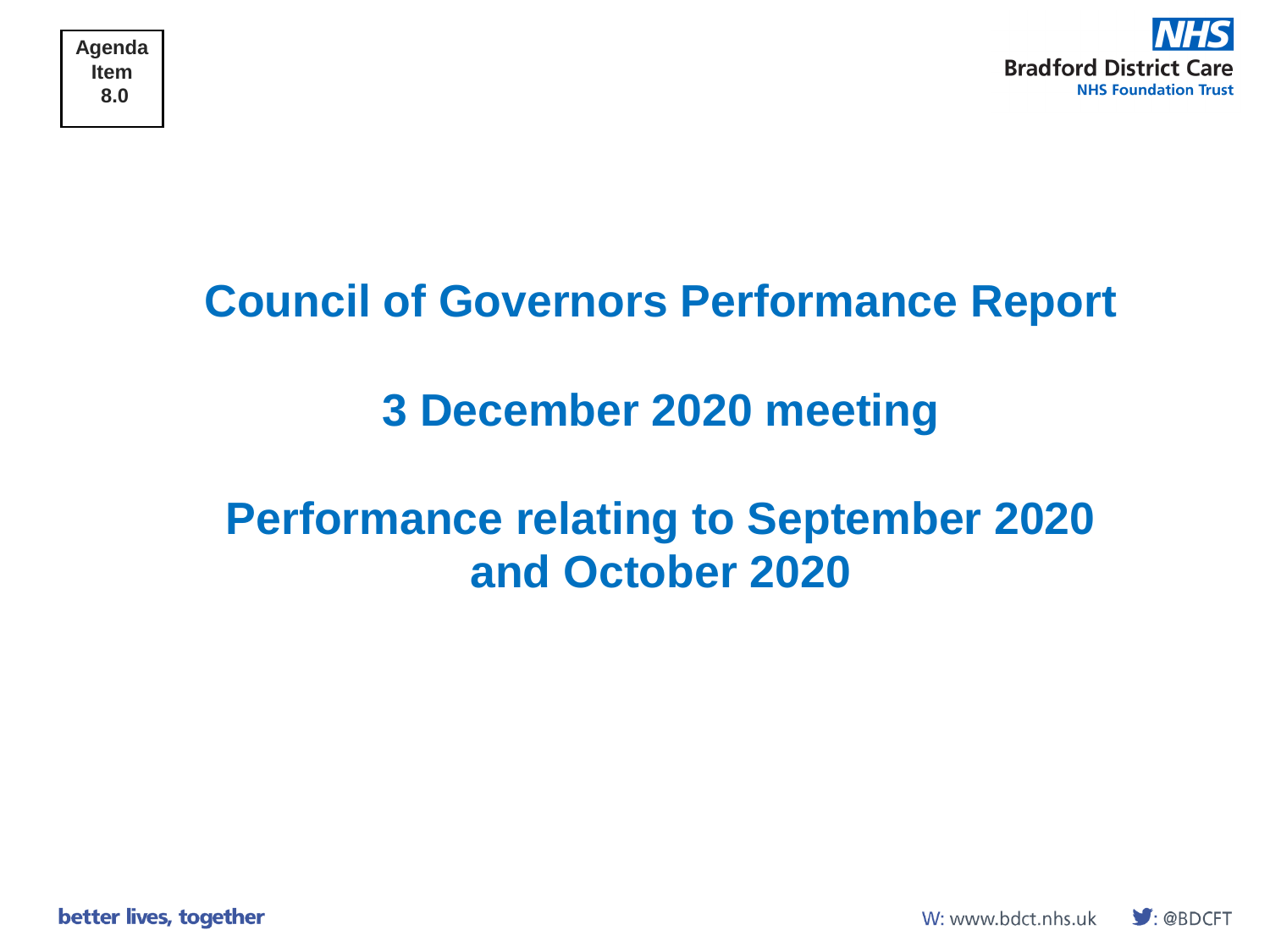Agenda Item 8.0

Bradford District Care NHS Foundation Trust

# Council of Governors Performance Report

## 3 December 2020 meeting

## Performance relating to September 2020 and October 2020

better lives, together

W: www.bdct.nhs.uk

@BDCFT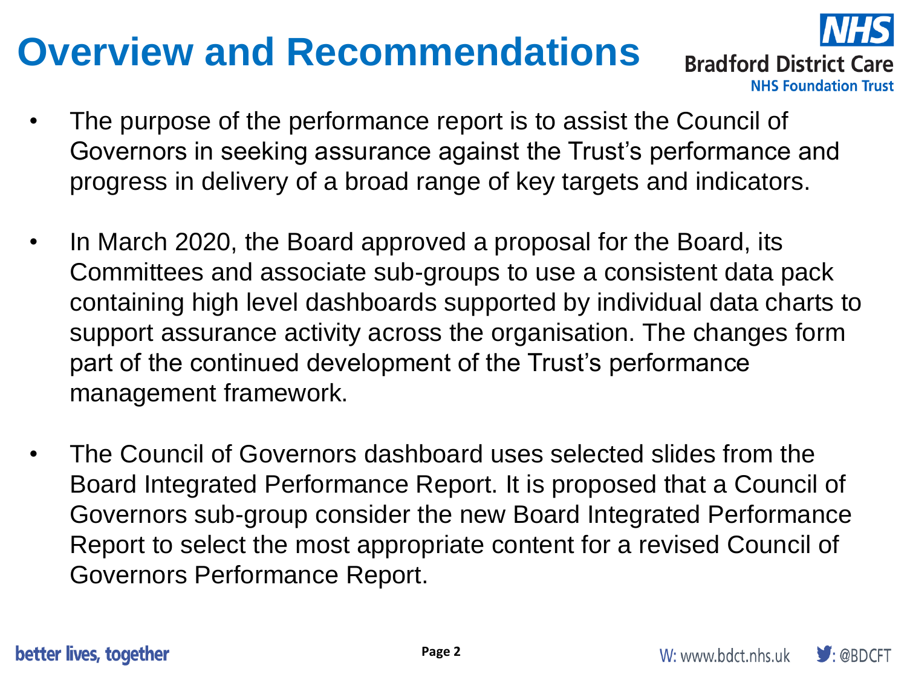# Overview and Recommendations

- The purpose of the performance report is to assist the Council of Governors in seeking assurance against the Trust's performance and progress in delivery of a broad range of key targets and indicators.
- In March 2020, the Board approved a proposal for the Board, its Committees and associate sub-groups to use a consistent data pack containing high level dashboards supported by individual data charts to support assurance activity across the organisation. The changes form part of the continued development of the Trust's performance management framework.
- The Council of Governors dashboard uses selected slides from the Board Integrated Performance Report. It is proposed that a Council of Governors sub-group consider the new Board Integrated Performance Report to select the most appropriate content for a revised Council of Governors Performance Report.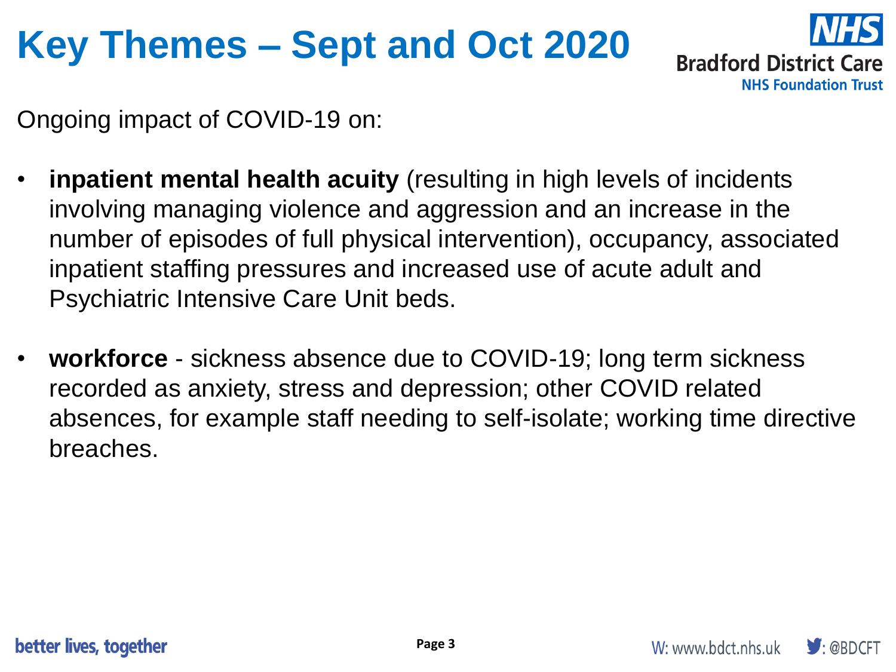# Key Themes – Sept and Oct 2020

Ongoing impact of COVID-19 on:

- **inpatient mental health acuity** (resulting in high levels of incidents involving managing violence and aggression and an increase in the number of episodes of full physical intervention), occupancy, associated inpatient staffing pressures and increased use of acute adult and Psychiatric Intensive Care Unit beds.

- **workforce** - sickness absence due to COVID-19; long term sickness recorded as anxiety, stress and depression; other COVID related absences, for example staff needing to self-isolate; working time directive breaches.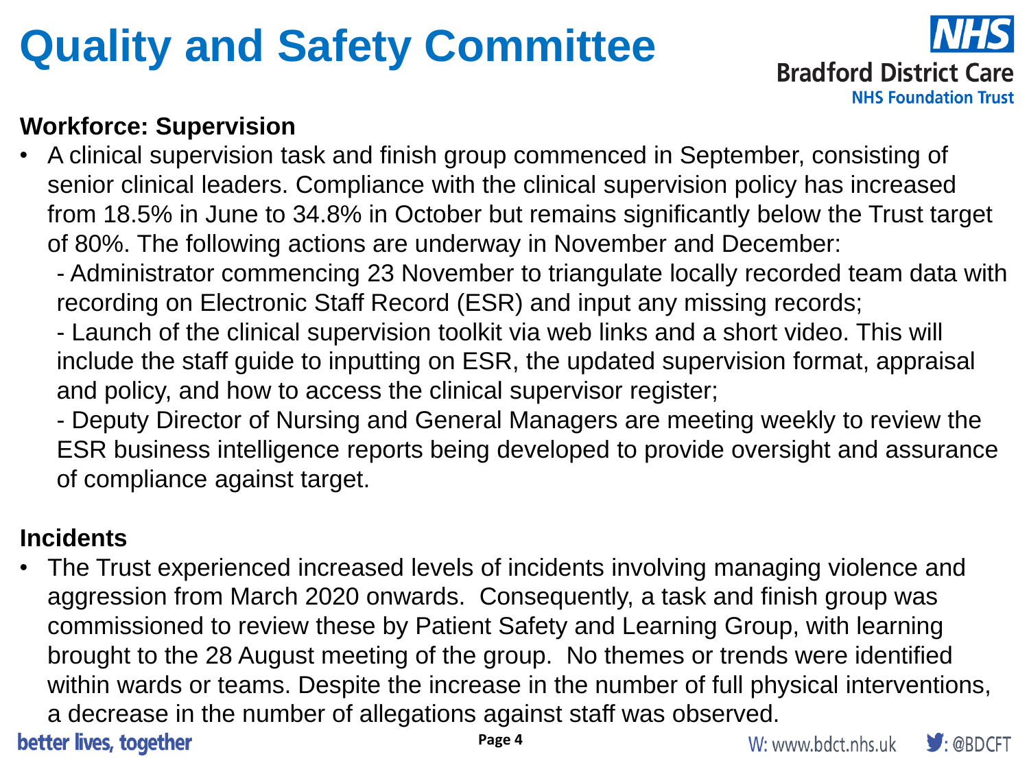# Quality and Safety Committee

**Workforce: Supervision**

- A clinical supervision task and finish group commenced in September, consisting of senior clinical leaders. Compliance with the clinical supervision policy has increased from 18.5% in June to 34.8% in October but remains significantly below the Trust target of 80%. The following actions are underway in November and December:
  - Administrator commencing 23 November to triangulate locally recorded team data with recording on Electronic Staff Record (ESR) and input any missing records;
  - Launch of the clinical supervision toolkit via web links and a short video. This will include the staff guide to inputting on ESR, the updated supervision format, appraisal and policy, and how to access the clinical supervisor register;
  - Deputy Director of Nursing and General Managers are meeting weekly to review the ESR business intelligence reports being developed to provide oversight and assurance of compliance against target.

**Incidents**

- The Trust experienced increased levels of incidents involving managing violence and aggression from March 2020 onwards. Consequently, a task and finish group was commissioned to review these by Patient Safety and Learning Group, with learning brought to the 28 August meeting of the group. No themes or trends were identified within wards or teams. Despite the increase in the number of full physical interventions, a decrease in the number of allegations against staff was observed.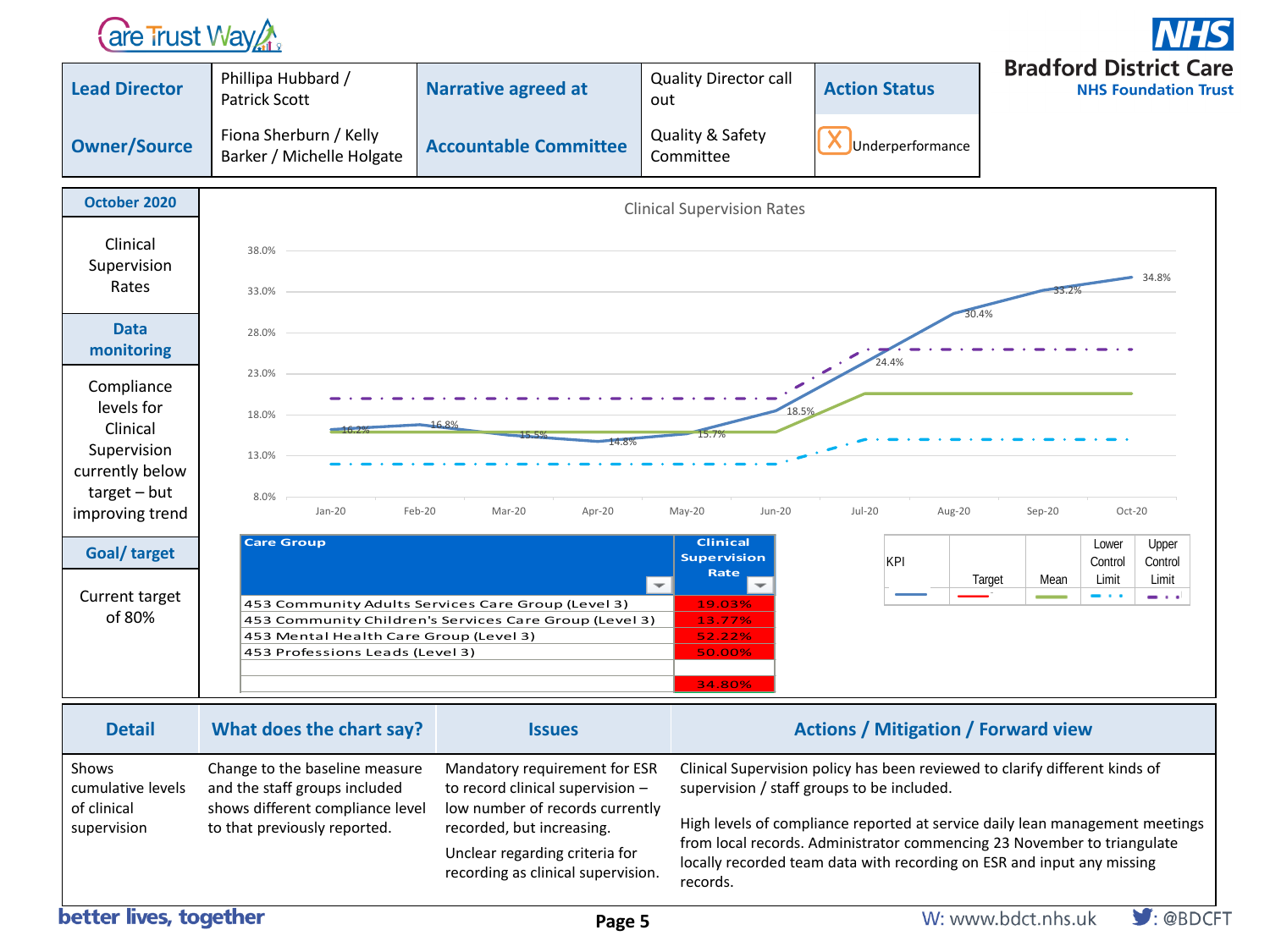Care Trust Way

**NHS Bradford District Care NHS Foundation Trust**

| Lead Director | Phillipa Hubbard / Patrick Scott | Narrative agreed at | Quality Director call out | Action Status |
|---|---|---|---|---|
| **Owner/Source** | Fiona Sherburn / Kelly Barker / Michelle Holgate | **Accountable Committee** | Quality & Safety Committee | X Underperformance |

**October 2020**

Clinical Supervision Rates

**Data monitoring**

Compliance levels for Clinical Supervision currently below target – but improving trend

**Goal/ target**

Current target of 80%

Clinical Supervision Rates

| Month | KPI |
|---|---|
| Jan-20 | 16.2% |
| Feb-20 | 16.8% |
| Mar-20 | 15.5% |
| Apr-20 | 14.8% |
| May-20 | 15.7% |
| Jun-20 | 18.5% |
| Jul-20 | 24.4% |
| Aug-20 | 30.4% |
| Sep-20 | 33.2% |
| Oct-20 | 34.8% |

Legend: KPI, Target, Mean, Lower Control Limit, Upper Control Limit

| Care Group | Clinical Supervision Rate |
|---|---|
| 453 Community Adults Services Care Group (Level 3) | 19.03% |
| 453 Community Children's Services Care Group (Level 3) | 13.77% |
| 453 Mental Health Care Group (Level 3) | 52.22% |
| 453 Professions Leads (Level 3) | 50.00% |
| | |
| | 34.80% |

| Detail | What does the chart say? | Issues | Actions / Mitigation / Forward view |
|---|---|---|---|
| Shows cumulative levels of clinical supervision | Change to the baseline measure and the staff groups included shows different compliance level to that previously reported. | Mandatory requirement for ESR to record clinical supervision – low number of records currently recorded, but increasing. Unclear regarding criteria for recording as clinical supervision. | Clinical Supervision policy has been reviewed to clarify different kinds of supervision / staff groups to be included. High levels of compliance reported at service daily lean management meetings from local records. Administrator commencing 23 November to triangulate locally recorded team data with recording on ESR and input any missing records. |

better lives, together — W: www.bdct.nhs.uk — @BDCFT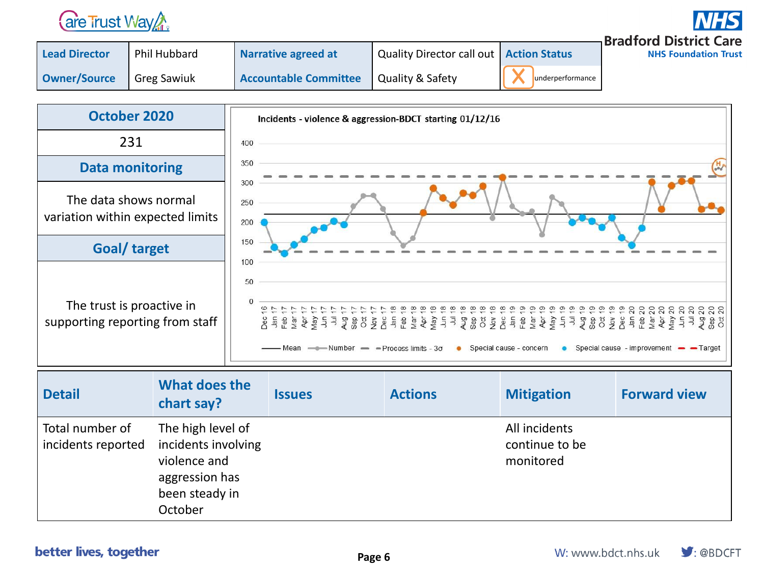| Lead Director | Phil Hubbard | Narrative agreed at | Quality Director call out | Action Status |
|---|---|---|---|---|
| Owner/Source | Greg Sawiuk | Accountable Committee | Quality & Safety | X underperformance |

| October 2020 |
|---|
| 231 |
| **Data monitoring** |
| The data shows normal variation within expected limits |
| **Goal/ target** |
| The trust is proactive in supporting reporting from staff |

**Incidents - violence & aggression-BDCT starting 01/12/16**

Legend: Mean, Number, Process limits - 3σ, Special cause - concern, Special cause - improvement, Target

| Detail | What does the chart say? | Issues | Actions | Mitigation | Forward view |
|---|---|---|---|---|---|
| Total number of incidents reported | The high level of incidents involving violence and aggression has been steady in October | | | All incidents continue to be monitored | |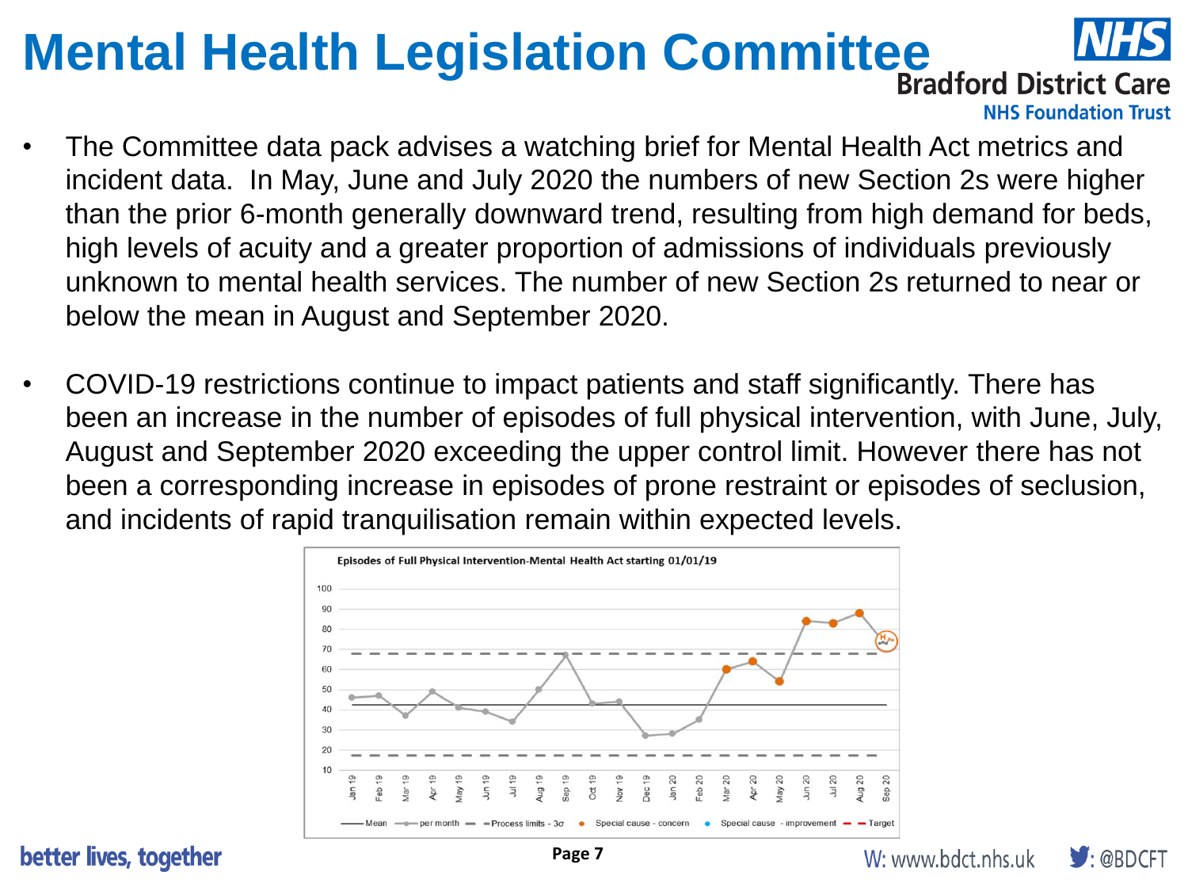# Mental Health Legislation Committee

- The Committee data pack advises a watching brief for Mental Health Act metrics and incident data. In May, June and July 2020 the numbers of new Section 2s were higher than the prior 6-month generally downward trend, resulting from high demand for beds, high levels of acuity and a greater proportion of admissions of individuals previously unknown to mental health services. The number of new Section 2s returned to near or below the mean in August and September 2020.

- COVID-19 restrictions continue to impact patients and staff significantly. There has been an increase in the number of episodes of full physical intervention, with June, July, August and September 2020 exceeding the upper control limit. However there has not been a corresponding increase in episodes of prone restraint or episodes of seclusion, and incidents of rapid tranquilisation remain within expected levels.

Episodes of Full Physical Intervention-Mental Health Act starting 01/01/19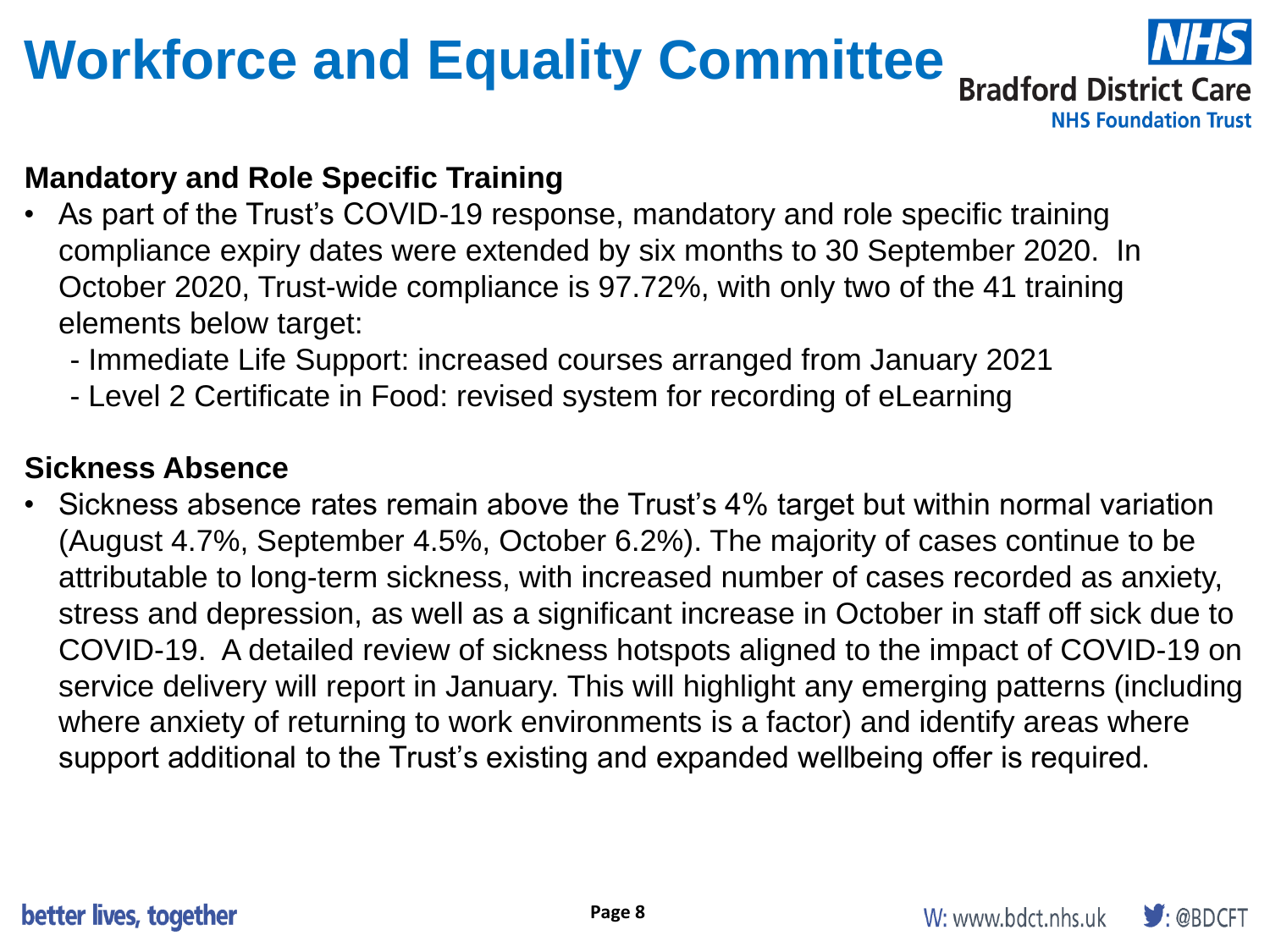# Workforce and Equality Committee

### Mandatory and Role Specific Training

- As part of the Trust's COVID-19 response, mandatory and role specific training compliance expiry dates were extended by six months to 30 September 2020. In October 2020, Trust-wide compliance is 97.72%, with only two of the 41 training elements below target:
  - Immediate Life Support: increased courses arranged from January 2021
  - Level 2 Certificate in Food: revised system for recording of eLearning

### Sickness Absence

- Sickness absence rates remain above the Trust's 4% target but within normal variation (August 4.7%, September 4.5%, October 6.2%). The majority of cases continue to be attributable to long-term sickness, with increased number of cases recorded as anxiety, stress and depression, as well as a significant increase in October in staff off sick due to COVID-19. A detailed review of sickness hotspots aligned to the impact of COVID-19 on service delivery will report in January. This will highlight any emerging patterns (including where anxiety of returning to work environments is a factor) and identify areas where support additional to the Trust's existing and expanded wellbeing offer is required.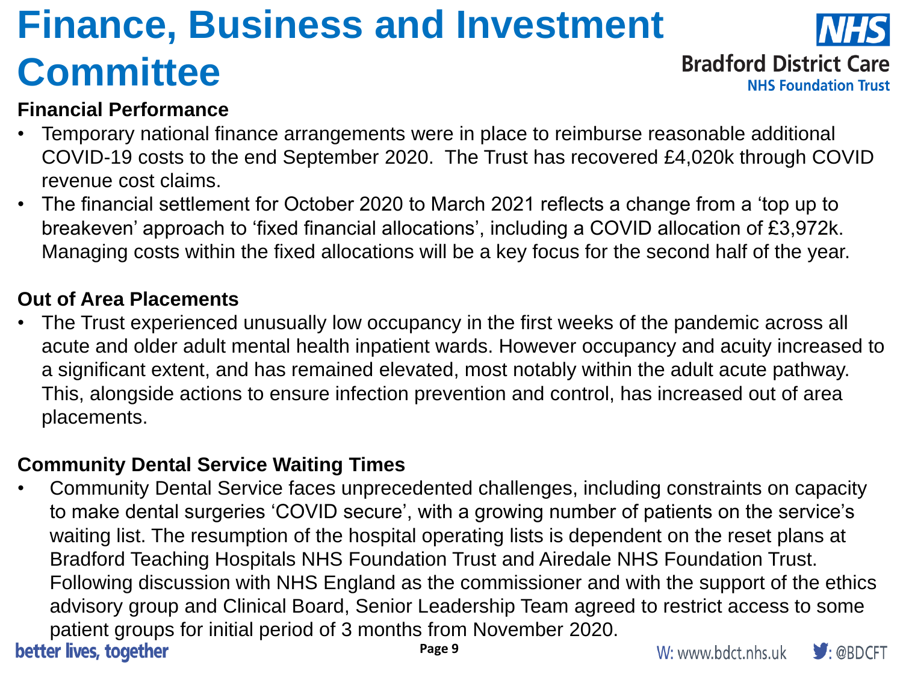# Finance, Business and Investment Committee

### Financial Performance

- Temporary national finance arrangements were in place to reimburse reasonable additional COVID-19 costs to the end September 2020. The Trust has recovered £4,020k through COVID revenue cost claims.
- The financial settlement for October 2020 to March 2021 reflects a change from a 'top up to breakeven' approach to 'fixed financial allocations', including a COVID allocation of £3,972k. Managing costs within the fixed allocations will be a key focus for the second half of the year.

### Out of Area Placements

- The Trust experienced unusually low occupancy in the first weeks of the pandemic across all acute and older adult mental health inpatient wards. However occupancy and acuity increased to a significant extent, and has remained elevated, most notably within the adult acute pathway. This, alongside actions to ensure infection prevention and control, has increased out of area placements.

### Community Dental Service Waiting Times

- Community Dental Service faces unprecedented challenges, including constraints on capacity to make dental surgeries 'COVID secure', with a growing number of patients on the service's waiting list. The resumption of the hospital operating lists is dependent on the reset plans at Bradford Teaching Hospitals NHS Foundation Trust and Airedale NHS Foundation Trust. Following discussion with NHS England as the commissioner and with the support of the ethics advisory group and Clinical Board, Senior Leadership Team agreed to restrict access to some patient groups for initial period of 3 months from November 2020.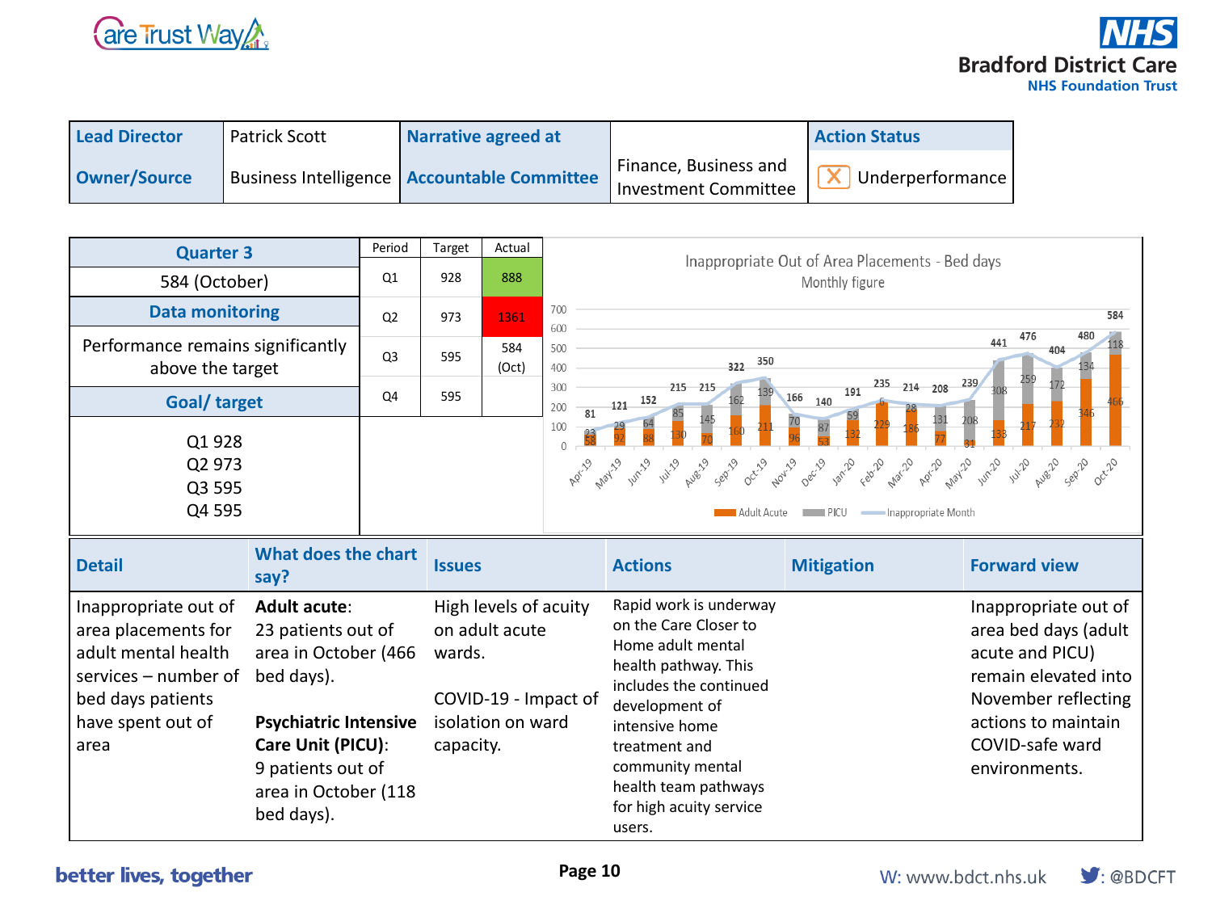| Lead Director | Patrick Scott | Narrative agreed at | | Action Status |
|---|---|---|---|---|
| Owner/Source | Business Intelligence | Accountable Committee | Finance, Business and Investment Committee | Underperformance |

| Quarter 3 | Period | Target | Actual |
|---|---|---|---|
| 584 (October) | Q1 | 928 | 888 |
| **Data monitoring** | Q2 | 973 | 1361 |
| Performance remains significantly above the target | Q3 | 595 | 584 (Oct) |
| **Goal/ target** | Q4 | 595 | |
| Q1 928<br>Q2 973<br>Q3 595<br>Q4 595 | | | |

Inappropriate Out of Area Placements - Bed days
Monthly figure

| Month | Adult Acute | PICU | Inappropriate Month |
|---|---|---|---|
| Apr-19 | 58 | 23 | 81 |
| May-19 | 92 | 29 | 121 |
| Jun-19 | 88 | 64 | 152 |
| Jul-19 | 130 | 85 | 215 |
| Aug-19 | 70 | 145 | 215 |
| Sep-19 | 160 | 162 | 322 |
| Oct-19 | 211 | 139 | 350 |
| Nov-19 | 96 | 70 | 166 |
| Dec-19 | 53 | 87 | 140 |
| Jan-20 | 132 | 59 | 191 |
| Feb-20 | 229 | 6 | 235 |
| Mar-20 | 186 | 28 | 214 |
| Apr-20 | 77 | 131 | 208 |
| May-20 | 31 | 208 | 239 |
| Jun-20 | 133 | 308 | 441 |
| Jul-20 | 217 | 259 | 476 |
| Aug-20 | 232 | 172 | 404 |
| Sep-20 | 346 | 134 | 480 |
| Oct-20 | 466 | 118 | 584 |

| Detail | What does the chart say? | Issues | Actions | Mitigation | Forward view |
|---|---|---|---|---|---|
| Inappropriate out of area placements for adult mental health services – number of bed days patients have spent out of area | **Adult acute**:<br>23 patients out of area in October (466 bed days).<br><br>**Psychiatric Intensive Care Unit (PICU)**:<br>9 patients out of area in October (118 bed days). | High levels of acuity on adult acute wards.<br><br>COVID-19 - Impact of isolation on ward capacity. | Rapid work is underway on the Care Closer to Home adult mental health pathway. This includes the continued development of intensive home treatment and community mental health team pathways for high acuity service users. | | Inappropriate out of area bed days (adult acute and PICU) remain elevated into November reflecting actions to maintain COVID-safe ward environments. |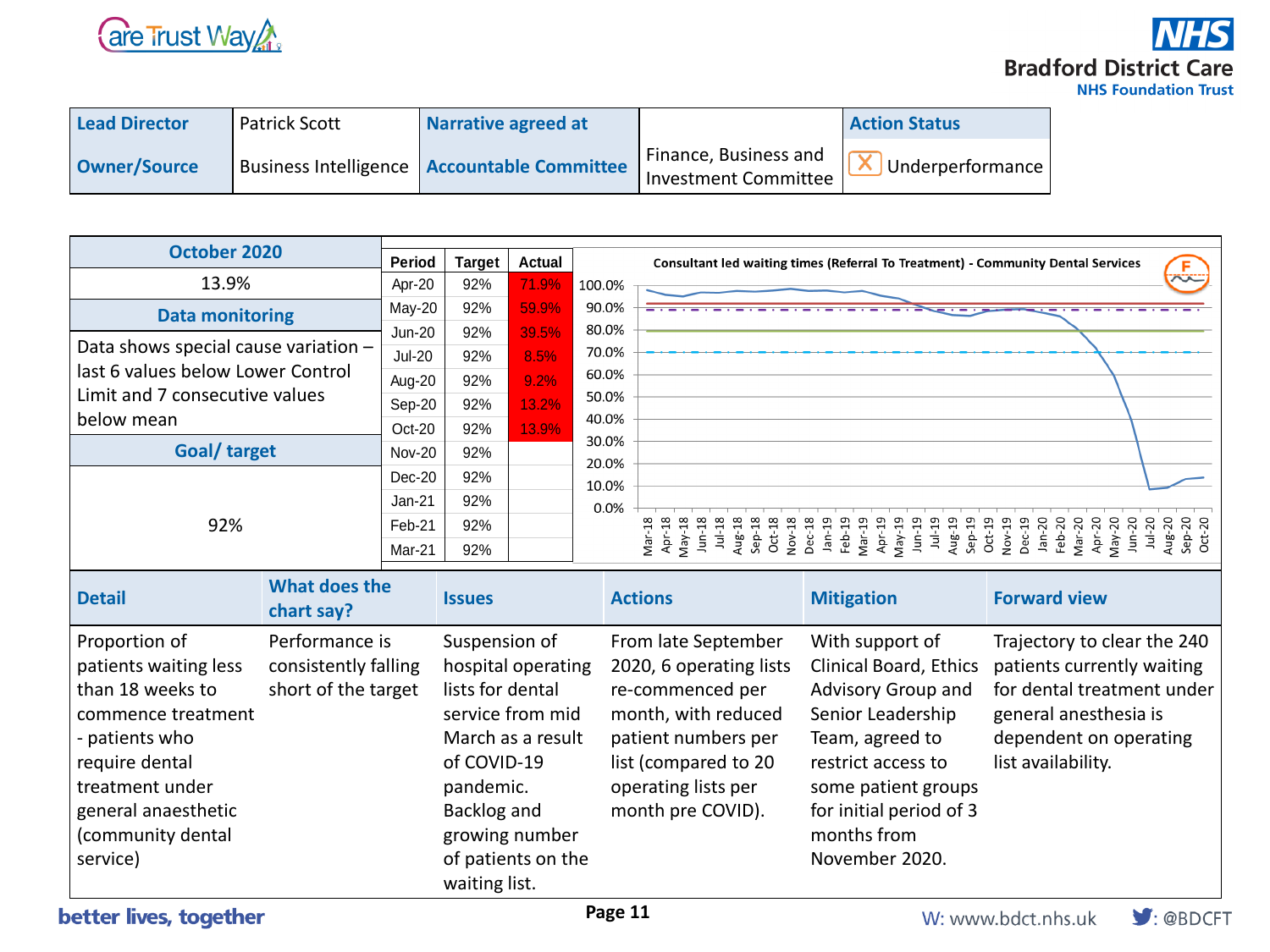| Lead Director | Patrick Scott | Narrative agreed at | | Action Status |
|---|---|---|---|---|
| Owner/Source | Business Intelligence | Accountable Committee | Finance, Business and Investment Committee | Underperformance |

**October 2020**

13.9%

**Data monitoring**

Data shows special cause variation – last 6 values below Lower Control Limit and 7 consecutive values below mean

**Goal/ target**

92%

| Period | Target | Actual |
|---|---|---|
| Apr-20 | 92% | 71.9% |
| May-20 | 92% | 59.9% |
| Jun-20 | 92% | 39.5% |
| Jul-20 | 92% | 8.5% |
| Aug-20 | 92% | 9.2% |
| Sep-20 | 92% | 13.2% |
| Oct-20 | 92% | 13.9% |
| Nov-20 | 92% | |
| Dec-20 | 92% | |
| Jan-21 | 92% | |
| Feb-21 | 92% | |
| Mar-21 | 92% | |

Consultant led waiting times (Referral To Treatment) - Community Dental Services

100.0%
90.0%
80.0%
70.0%
60.0%
50.0%
40.0%
30.0%
20.0%
10.0%
0.0%

Mar-18, Apr-18, May-18, Jun-18, Jul-18, Aug-18, Sep-18, Oct-18, Nov-18, Dec-18, Jan-19, Feb-19, Mar-19, Apr-19, May-19, Jun-19, Jul-19, Aug-19, Sep-19, Oct-19, Nov-19, Dec-19, Jan-20, Feb-20, Mar-20, Apr-20, May-20, Jun-20, Jul-20, Aug-20, Sep-20, Oct-20

| Detail | What does the chart say? | Issues | Actions | Mitigation | Forward view |
|---|---|---|---|---|---|
| Proportion of patients waiting less than 18 weeks to commence treatment - patients who require dental treatment under general anaesthetic (community dental service) | Performance is consistently falling short of the target | Suspension of hospital operating lists for dental service from mid March as a result of COVID-19 pandemic. Backlog and growing number of patients on the waiting list. | From late September 2020, 6 operating lists re-commenced per month, with reduced patient numbers per list (compared to 20 operating lists per month pre COVID). | With support of Clinical Board, Ethics Advisory Group and Senior Leadership Team, agreed to restrict access to some patient groups for initial period of 3 months from November 2020. | Trajectory to clear the 240 patients currently waiting for dental treatment under general anesthesia is dependent on operating list availability. |